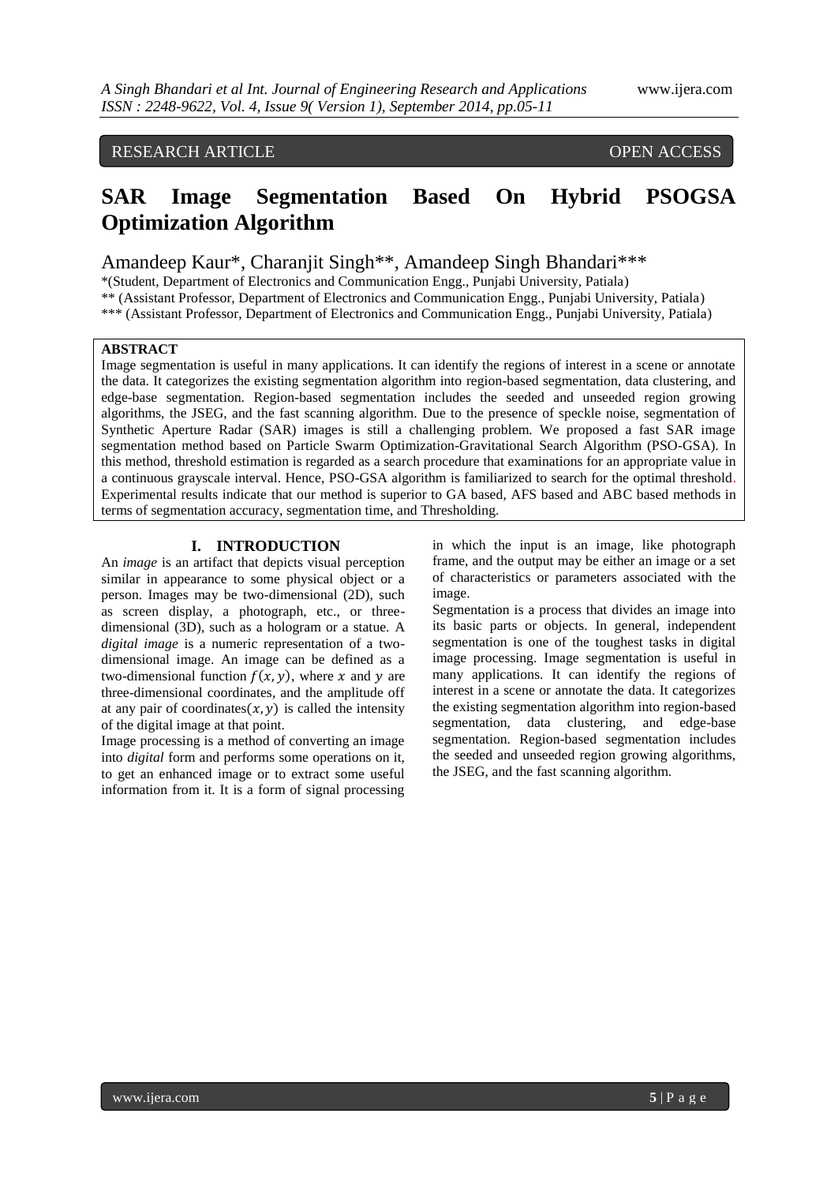RESEARCH ARTICLE OPEN ACCESS

# SAR Image Segmentation Based On Hybrid PSOGSA Optimization Algorithm

Amandeep Kaur*, Charanjit Singh**, Amandeep Singh Bhandari***

*(Student, Department of Electronics and Communication Engg., Punjabi University, Patiala)

** (Assistant Professor, Department of Electronics and Communication Engg., Punjabi University, Patiala)

*** (Assistant Professor, Department of Electronics and Communication Engg., Punjabi University, Patiala)

**ABSTRACT**

Image segmentation is useful in many applications. It can identify the regions of interest in a scene or annotate the data. It categorizes the existing segmentation algorithm into region-based segmentation, data clustering, and edge-base segmentation. Region-based segmentation includes the seeded and unseeded region growing algorithms, the JSEG, and the fast scanning algorithm. Due to the presence of speckle noise, segmentation of Synthetic Aperture Radar (SAR) images is still a challenging problem. We proposed a fast SAR image segmentation method based on Particle Swarm Optimization-Gravitational Search Algorithm (PSO-GSA). In this method, threshold estimation is regarded as a search procedure that examinations for an appropriate value in a continuous grayscale interval. Hence, PSO-GSA algorithm is familiarized to search for the optimal threshold. Experimental results indicate that our method is superior to GA based, AFS based and ABC based methods in terms of segmentation accuracy, segmentation time, and Thresholding.

## I. INTRODUCTION

An *image* is an artifact that depicts visual perception similar in appearance to some physical object or a person. Images may be two-dimensional (2D), such as screen display, a photograph, etc., or three-dimensional (3D), such as a hologram or a statue. A *digital image* is a numeric representation of a two-dimensional image. An image can be defined as a two-dimensional function $f(x, y)$, where $x$ and $y$ are three-dimensional coordinates, and the amplitude off at any pair of coordinates$(x, y)$ is called the intensity of the digital image at that point.

Image processing is a method of converting an image into *digital* form and performs some operations on it, to get an enhanced image or to extract some useful information from it. It is a form of signal processing in which the input is an image, like photograph frame, and the output may be either an image or a set of characteristics or parameters associated with the image.

Segmentation is a process that divides an image into its basic parts or objects. In general, independent segmentation is one of the toughest tasks in digital image processing. Image segmentation is useful in many applications. It can identify the regions of interest in a scene or annotate the data. It categorizes the existing segmentation algorithm into region-based segmentation, data clustering, and edge-base segmentation. Region-based segmentation includes the seeded and unseeded region growing algorithms, the JSEG, and the fast scanning algorithm.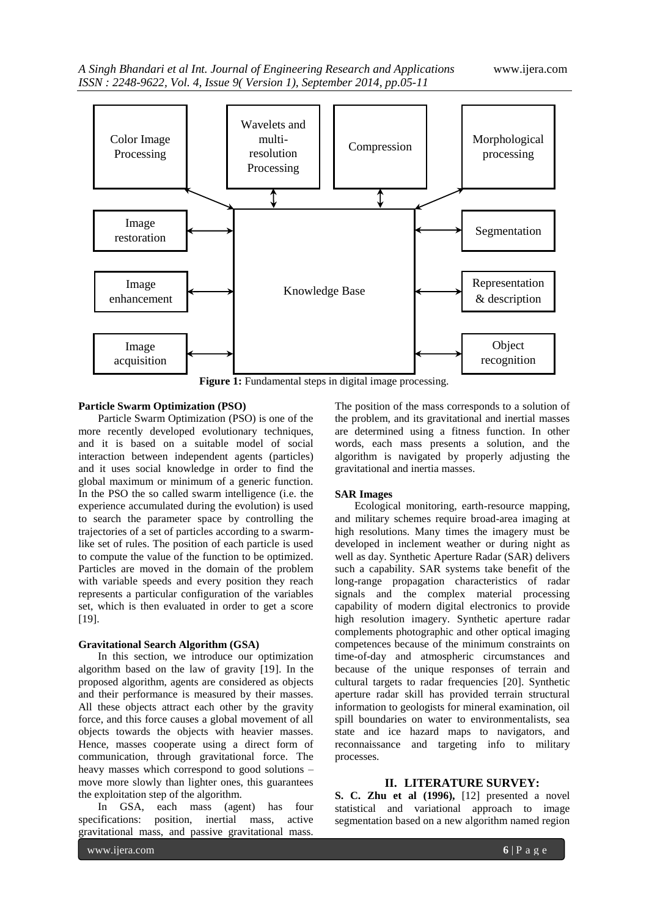Color Image Processing | Wavelets and multi-resolution Processing | Compression | Morphological processing

Image restoration | Segmentation

Image enhancement | Knowledge Base | Representation & description

Image acquisition | Object recognition

**Figure 1:** Fundamental steps in digital image processing.

**Particle Swarm Optimization (PSO)**

Particle Swarm Optimization (PSO) is one of the more recently developed evolutionary techniques, and it is based on a suitable model of social interaction between independent agents (particles) and it uses social knowledge in order to find the global maximum or minimum of a generic function. In the PSO the so called swarm intelligence (i.e. the experience accumulated during the evolution) is used to search the parameter space by controlling the trajectories of a set of particles according to a swarm-like set of rules. The position of each particle is used to compute the value of the function to be optimized. Particles are moved in the domain of the problem with variable speeds and every position they reach represents a particular configuration of the variables set, which is then evaluated in order to get a score [19].

**Gravitational Search Algorithm (GSA)**

In this section, we introduce our optimization algorithm based on the law of gravity [19]. In the proposed algorithm, agents are considered as objects and their performance is measured by their masses. All these objects attract each other by the gravity force, and this force causes a global movement of all objects towards the objects with heavier masses. Hence, masses cooperate using a direct form of communication, through gravitational force. The heavy masses which correspond to good solutions – move more slowly than lighter ones, this guarantees the exploitation step of the algorithm.

In GSA, each mass (agent) has four specifications: position, inertial mass, active gravitational mass, and passive gravitational mass. The position of the mass corresponds to a solution of the problem, and its gravitational and inertial masses are determined using a fitness function. In other words, each mass presents a solution, and the algorithm is navigated by properly adjusting the gravitational and inertia masses.

**SAR Images**

Ecological monitoring, earth-resource mapping, and military schemes require broad-area imaging at high resolutions. Many times the imagery must be developed in inclement weather or during night as well as day. Synthetic Aperture Radar (SAR) delivers such a capability. SAR systems take benefit of the long-range propagation characteristics of radar signals and the complex material processing capability of modern digital electronics to provide high resolution imagery. Synthetic aperture radar complements photographic and other optical imaging competences because of the minimum constraints on time-of-day and atmospheric circumstances and because of the unique responses of terrain and cultural targets to radar frequencies [20]. Synthetic aperture radar skill has provided terrain structural information to geologists for mineral examination, oil spill boundaries on water to environmentalists, sea state and ice hazard maps to navigators, and reconnaissance and targeting info to military processes.

## II. LITERATURE SURVEY:

**S. C. Zhu et al (1996),** [12] presented a novel statistical and variational approach to image segmentation based on a new algorithm named region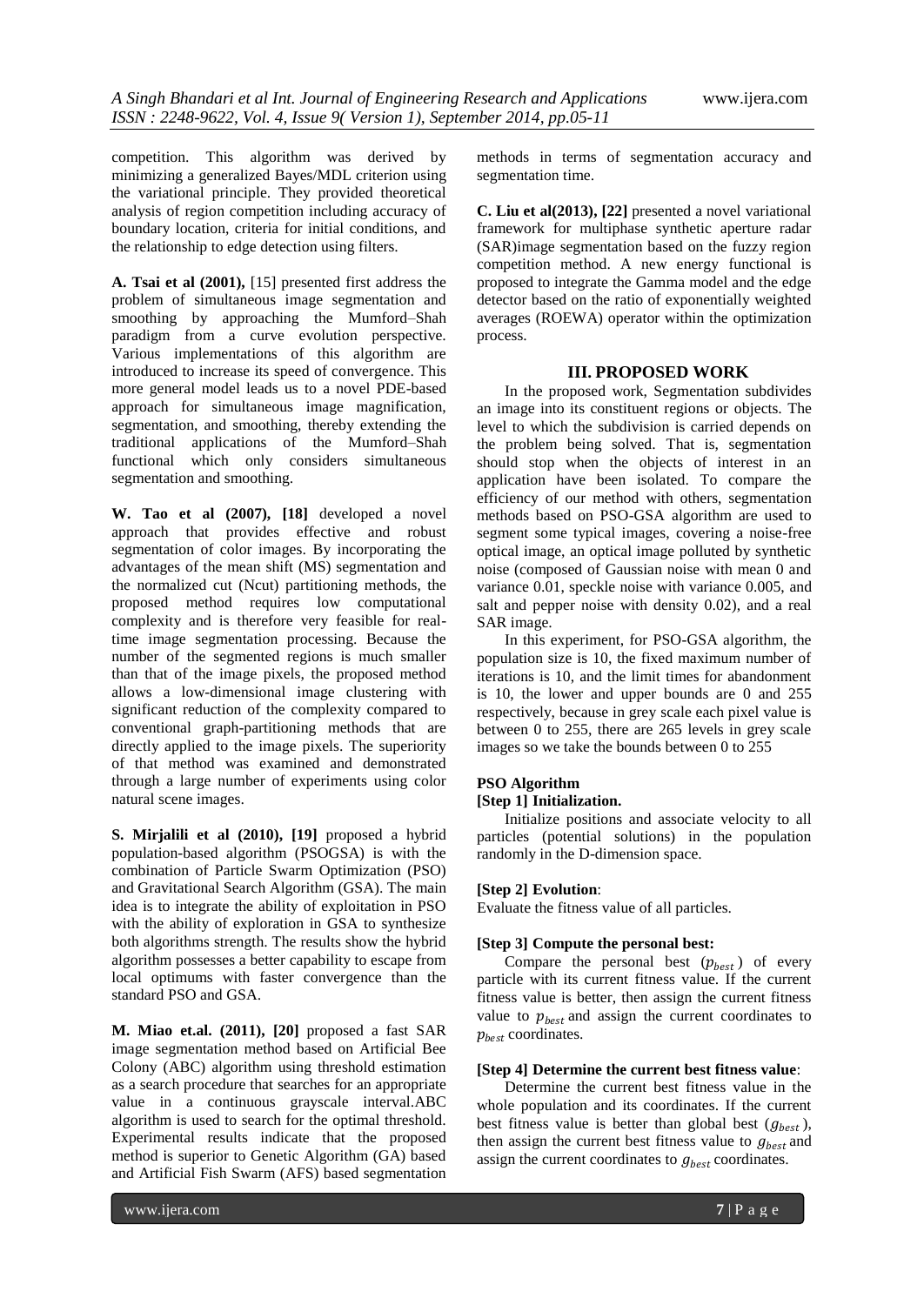competition. This algorithm was derived by minimizing a generalized Bayes/MDL criterion using the variational principle. They provided theoretical analysis of region competition including accuracy of boundary location, criteria for initial conditions, and the relationship to edge detection using filters.

**A. Tsai et al (2001),** [15] presented first address the problem of simultaneous image segmentation and smoothing by approaching the Mumford–Shah paradigm from a curve evolution perspective. Various implementations of this algorithm are introduced to increase its speed of convergence. This more general model leads us to a novel PDE-based approach for simultaneous image magnification, segmentation, and smoothing, thereby extending the traditional applications of the Mumford–Shah functional which only considers simultaneous segmentation and smoothing.

**W. Tao et al (2007), [18]** developed a novel approach that provides effective and robust segmentation of color images. By incorporating the advantages of the mean shift (MS) segmentation and the normalized cut (Ncut) partitioning methods, the proposed method requires low computational complexity and is therefore very feasible for real-time image segmentation processing. Because the number of the segmented regions is much smaller than that of the image pixels, the proposed method allows a low-dimensional image clustering with significant reduction of the complexity compared to conventional graph-partitioning methods that are directly applied to the image pixels. The superiority of that method was examined and demonstrated through a large number of experiments using color natural scene images.

**S. Mirjalili et al (2010), [19]** proposed a hybrid population-based algorithm (PSOGSA) is with the combination of Particle Swarm Optimization (PSO) and Gravitational Search Algorithm (GSA). The main idea is to integrate the ability of exploitation in PSO with the ability of exploration in GSA to synthesize both algorithms strength. The results show the hybrid algorithm possesses a better capability to escape from local optimums with faster convergence than the standard PSO and GSA.

**M. Miao et.al. (2011), [20]** proposed a fast SAR image segmentation method based on Artificial Bee Colony (ABC) algorithm using threshold estimation as a search procedure that searches for an appropriate value in a continuous grayscale interval.ABC algorithm is used to search for the optimal threshold. Experimental results indicate that the proposed method is superior to Genetic Algorithm (GA) based and Artificial Fish Swarm (AFS) based segmentation methods in terms of segmentation accuracy and segmentation time.

**C. Liu et al(2013), [22]** presented a novel variational framework for multiphase synthetic aperture radar (SAR)image segmentation based on the fuzzy region competition method. A new energy functional is proposed to integrate the Gamma model and the edge detector based on the ratio of exponentially weighted averages (ROEWA) operator within the optimization process.

## III. PROPOSED WORK

In the proposed work, Segmentation subdivides an image into its constituent regions or objects. The level to which the subdivision is carried depends on the problem being solved. That is, segmentation should stop when the objects of interest in an application have been isolated. To compare the efficiency of our method with others, segmentation methods based on PSO-GSA algorithm are used to segment some typical images, covering a noise-free optical image, an optical image polluted by synthetic noise (composed of Gaussian noise with mean 0 and variance 0.01, speckle noise with variance 0.005, and salt and pepper noise with density 0.02), and a real SAR image.

In this experiment, for PSO-GSA algorithm, the population size is 10, the fixed maximum number of iterations is 10, and the limit times for abandonment is 10, the lower and upper bounds are 0 and 255 respectively, because in grey scale each pixel value is between 0 to 255, there are 265 levels in grey scale images so we take the bounds between 0 to 255

### PSO Algorithm

**[Step 1] Initialization.**

Initialize positions and associate velocity to all particles (potential solutions) in the population randomly in the D-dimension space.

**[Step 2] Evolution**:

Evaluate the fitness value of all particles.

**[Step 3] Compute the personal best:**

Compare the personal best ($p_{best}$) of every particle with its current fitness value. If the current fitness value is better, then assign the current fitness value to $p_{best}$ and assign the current coordinates to $p_{best}$ coordinates.

**[Step 4] Determine the current best fitness value**:

Determine the current best fitness value in the whole population and its coordinates. If the current best fitness value is better than global best ($g_{best}$), then assign the current best fitness value to $g_{best}$ and assign the current coordinates to $g_{best}$ coordinates.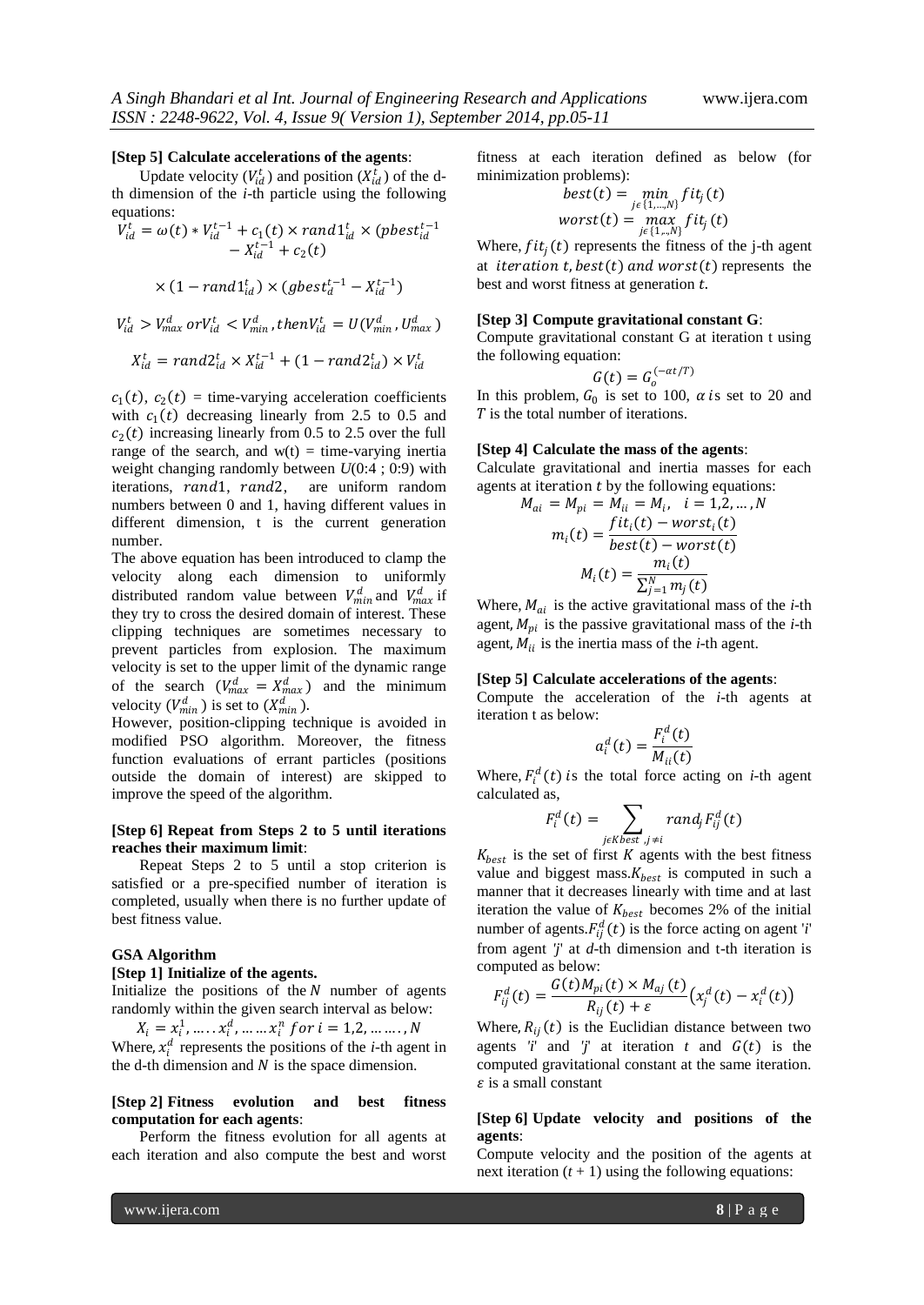**[Step 5] Calculate accelerations of the agents**:

Update velocity ($V_{id}^t$) and position ($X_{id}^t$) of the d-th dimension of the *i*-th particle using the following equations:

$$V_{id}^t = \omega(t) * V_{id}^{t-1} + c_1(t) \times rand1_{id}^t \times (pbest_{id}^{t-1} - X_{id}^{t-1} + c_2(t)$$

$$\times (1 - rand1_{id}^t) \times (gbest_d^{t-1} - X_{id}^{t-1})$$

$$V_{id}^t > V_{max}^d \, or V_{id}^t < V_{min}^d, then V_{id}^t = U(V_{min}^d, U_{max}^d)$$

$$X_{id}^t = rand2_{id}^t \times X_{id}^{t-1} + (1 - rand2_{id}^t) \times V_{id}^t$$

$c_1(t)$, $c_2(t)$ = time-varying acceleration coefficients with $c_1(t)$ decreasing linearly from 2.5 to 0.5 and $c_2(t)$ increasing linearly from 0.5 to 2.5 over the full range of the search, and w(t) = time-varying inertia weight changing randomly between *U*(0:4 ; 0:9) with iterations, $rand1$, $rand2$, are uniform random numbers between 0 and 1, having different values in different dimension, t is the current generation number.

The above equation has been introduced to clamp the velocity along each dimension to uniformly distributed random value between $V_{min}^d$ and $V_{max}^d$ if they try to cross the desired domain of interest. These clipping techniques are sometimes necessary to prevent particles from explosion. The maximum velocity is set to the upper limit of the dynamic range of the search ($V_{max}^d = X_{max}^d$) and the minimum velocity ($V_{min}^d$) is set to ($X_{min}^d$).

However, position-clipping technique is avoided in modified PSO algorithm. Moreover, the fitness function evaluations of errant particles (positions outside the domain of interest) are skipped to improve the speed of the algorithm.

**[Step 6] Repeat from Steps 2 to 5 until iterations reaches their maximum limit**:

Repeat Steps 2 to 5 until a stop criterion is satisfied or a pre-specified number of iteration is completed, usually when there is no further update of best fitness value.

**GSA Algorithm**

**[Step 1] Initialize of the agents.**

Initialize the positions of the $N$ number of agents randomly within the given search interval as below:

$$X_i = x_i^1, \ldots. x_i^d, \ldots \ldots x_i^n \; for \; i = 1,2, \ldots \ldots, N$$

Where, $x_i^d$ represents the positions of the *i*-th agent in the d-th dimension and $N$ is the space dimension.

**[Step 2] Fitness evolution and best fitness computation for each agents**:

Perform the fitness evolution for all agents at each iteration and also compute the best and worst fitness at each iteration defined as below (for minimization problems):

$$best(t) = \min_{j \epsilon \{1,\ldots,N\}} fit_j(t)$$
$$worst(t) = \max_{j \epsilon \{1,\ldots,N\}} fit_j(t)$$

Where, $fit_j(t)$ represents the fitness of the j-th agent at $iteration \; t, best(t) \; and \; worst(t)$ represents the best and worst fitness at generation $t$.

**[Step 3] Compute gravitational constant G**:

Compute gravitational constant G at iteration t using the following equation:

$$G(t) = G_o^{(-\alpha t/T)}$$

In this problem, $G_0$ is set to 100, $\alpha$ is set to 20 and $T$ is the total number of iterations.

**[Step 4] Calculate the mass of the agents**:

Calculate gravitational and inertia masses for each agents at iteration $t$ by the following equations:

$$M_{ai} = M_{pi} = M_{ii} = M_i, \quad i = 1,2, \ldots, N$$
$$m_i(t) = \frac{fit_i(t) - worst_i(t)}{best(t) - worst(t)}$$
$$M_i(t) = \frac{m_i(t)}{\sum_{j=1}^{N} m_j(t)}$$

Where, $M_{ai}$ is the active gravitational mass of the *i*-th agent, $M_{pi}$ is the passive gravitational mass of the *i*-th agent, $M_{ii}$ is the inertia mass of the *i*-th agent.

**[Step 5] Calculate accelerations of the agents**:

Compute the acceleration of the *i*-th agents at iteration t as below:

$$a_i^d(t) = \frac{F_i^d(t)}{M_{ii}(t)}$$

Where, $F_i^d(t)$ is the total force acting on *i*-th agent calculated as,

$$F_i^d(t) = \sum_{j \epsilon Kbest, j \neq i} rand_j F_{ij}^d(t)$$

$K_{best}$ is the set of first $K$ agents with the best fitness value and biggest mass. $K_{best}$ is computed in such a manner that it decreases linearly with time and at last iteration the value of $K_{best}$ becomes 2% of the initial number of agents. $F_{ij}^d(t)$ is the force acting on agent '*i*' from agent '*j*' at *d*-th dimension and t-th iteration is computed as below:

$$F_{ij}^d(t) = \frac{G(t) M_{pi}(t) \times M_{aj}(t)}{R_{ij}(t) + \varepsilon} \left(x_j^d(t) - x_i^d(t)\right)$$

Where, $R_{ij}(t)$ is the Euclidian distance between two agents '*i*' and '*j*' at iteration $t$ and $G(t)$ is the computed gravitational constant at the same iteration. $\varepsilon$ is a small constant

**[Step 6] Update velocity and positions of the agents**:

Compute velocity and the position of the agents at next iteration ($t + 1$) using the following equations: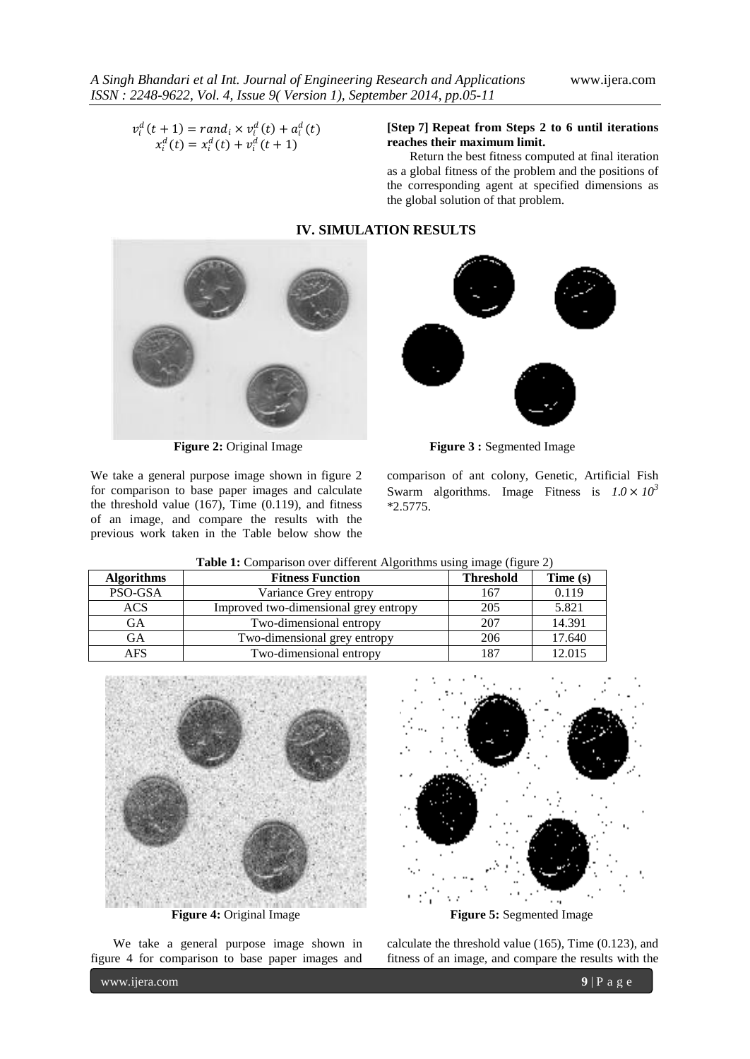$$v_i^d(t+1) = rand_i \times v_i^d(t) + a_i^d(t)$$
$$x_i^d(t) = x_i^d(t) + v_i^d(t+1)$$

**[Step 7] Repeat from Steps 2 to 6 until iterations reaches their maximum limit.**

Return the best fitness computed at final iteration as a global fitness of the problem and the positions of the corresponding agent at specified dimensions as the global solution of that problem.

## IV. SIMULATION RESULTS

**Figure 2:** Original Image

**Figure 3 :** Segmented Image

We take a general purpose image shown in figure 2 for comparison to base paper images and calculate the threshold value (167), Time (0.119), and fitness of an image, and compare the results with the previous work taken in the Table below show the comparison of ant colony, Genetic, Artificial Fish Swarm algorithms. Image Fitness is $1.0 \times 10^3$ *2.5775.

**Table 1:** Comparison over different Algorithms using image (figure 2)

| Algorithms | Fitness Function | Threshold | Time (s) |
|---|---|---|---|
| PSO-GSA | Variance Grey entropy | 167 | 0.119 |
| ACS | Improved two-dimensional grey entropy | 205 | 5.821 |
| GA | Two-dimensional entropy | 207 | 14.391 |
| GA | Two-dimensional grey entropy | 206 | 17.640 |
| AFS | Two-dimensional entropy | 187 | 12.015 |

**Figure 4:** Original Image

**Figure 5:** Segmented Image

We take a general purpose image shown in figure 4 for comparison to base paper images and calculate the threshold value (165), Time (0.123), and fitness of an image, and compare the results with the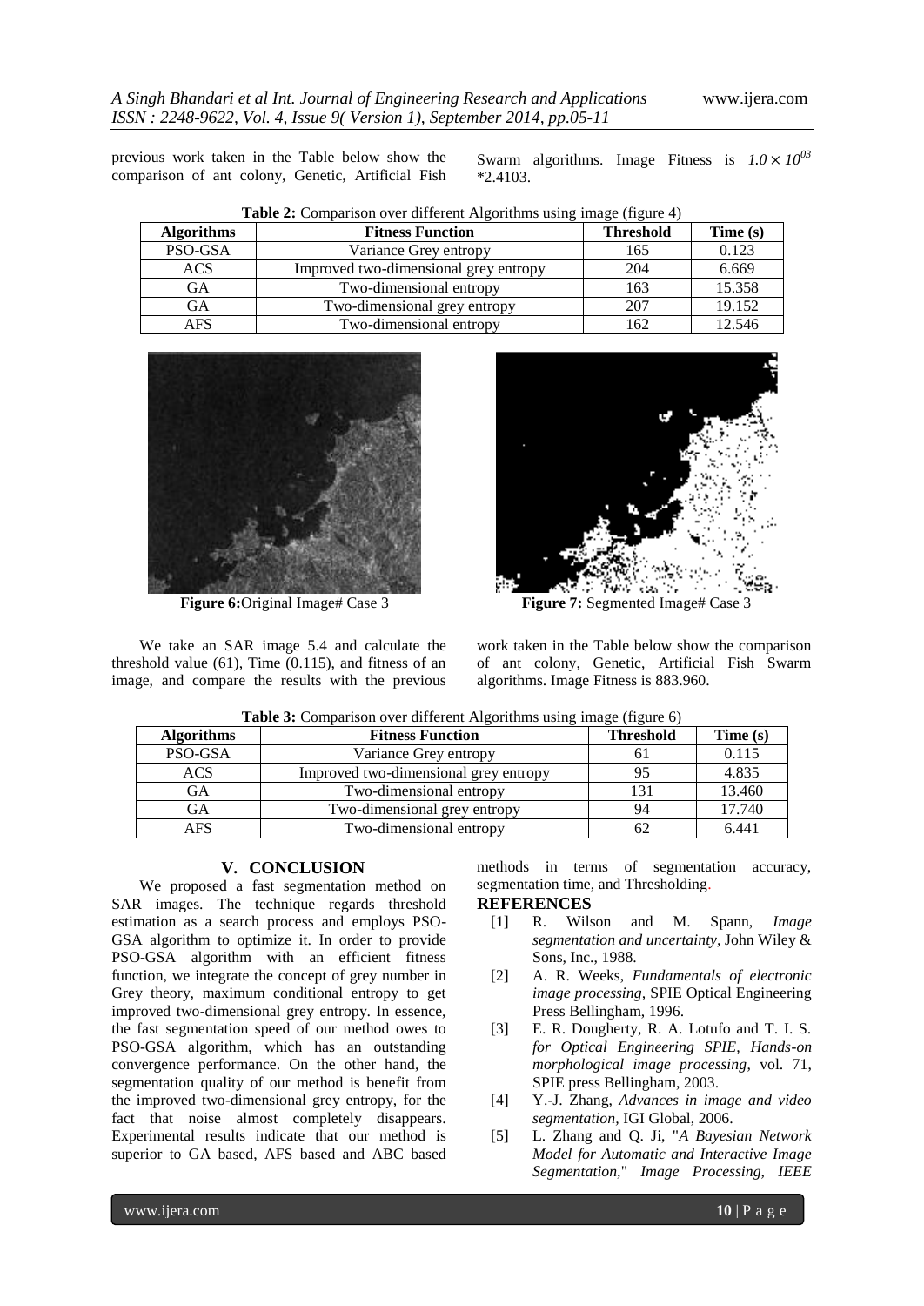previous work taken in the Table below show the comparison of ant colony, Genetic, Artificial Fish Swarm algorithms. Image Fitness is $1.0 \times 10^{03}$ *2.4103.

**Table 2:** Comparison over different Algorithms using image (figure 4)

| Algorithms | Fitness Function | Threshold | Time (s) |
|---|---|---|---|
| PSO-GSA | Variance Grey entropy | 165 | 0.123 |
| ACS | Improved two-dimensional grey entropy | 204 | 6.669 |
| GA | Two-dimensional entropy | 163 | 15.358 |
| GA | Two-dimensional grey entropy | 207 | 19.152 |
| AFS | Two-dimensional entropy | 162 | 12.546 |

**Figure 6:** Original Image# Case 3

**Figure 7:** Segmented Image# Case 3

We take an SAR image 5.4 and calculate the threshold value (61), Time (0.115), and fitness of an image, and compare the results with the previous work taken in the Table below show the comparison of ant colony, Genetic, Artificial Fish Swarm algorithms. Image Fitness is 883.960.

**Table 3:** Comparison over different Algorithms using image (figure 6)

| Algorithms | Fitness Function | Threshold | Time (s) |
|---|---|---|---|
| PSO-GSA | Variance Grey entropy | 61 | 0.115 |
| ACS | Improved two-dimensional grey entropy | 95 | 4.835 |
| GA | Two-dimensional entropy | 131 | 13.460 |
| GA | Two-dimensional grey entropy | 94 | 17.740 |
| AFS | Two-dimensional entropy | 62 | 6.441 |

## V. CONCLUSION

We proposed a fast segmentation method on SAR images. The technique regards threshold estimation as a search process and employs PSO-GSA algorithm to optimize it. In order to provide PSO-GSA algorithm with an efficient fitness function, we integrate the concept of grey number in Grey theory, maximum conditional entropy to get improved two-dimensional grey entropy. In essence, the fast segmentation speed of our method owes to PSO-GSA algorithm, which has an outstanding convergence performance. On the other hand, the segmentation quality of our method is benefit from the improved two-dimensional grey entropy, for the fact that noise almost completely disappears. Experimental results indicate that our method is superior to GA based, AFS based and ABC based methods in terms of segmentation accuracy, segmentation time, and Thresholding.

## REFERENCES

- [1] R. Wilson and M. Spann, *Image segmentation and uncertainty*, John Wiley & Sons, Inc., 1988.
- [2] A. R. Weeks, *Fundamentals of electronic image processing*, SPIE Optical Engineering Press Bellingham, 1996.
- [3] E. R. Dougherty, R. A. Lotufo and T. I. S. *for Optical Engineering SPIE, Hands-on morphological image processing*, vol. 71, SPIE press Bellingham, 2003.
- [4] Y.-J. Zhang, *Advances in image and video segmentation*, IGI Global, 2006.
- [5] L. Zhang and Q. Ji, "*A Bayesian Network Model for Automatic and Interactive Image Segmentation*," *Image Processing, IEEE*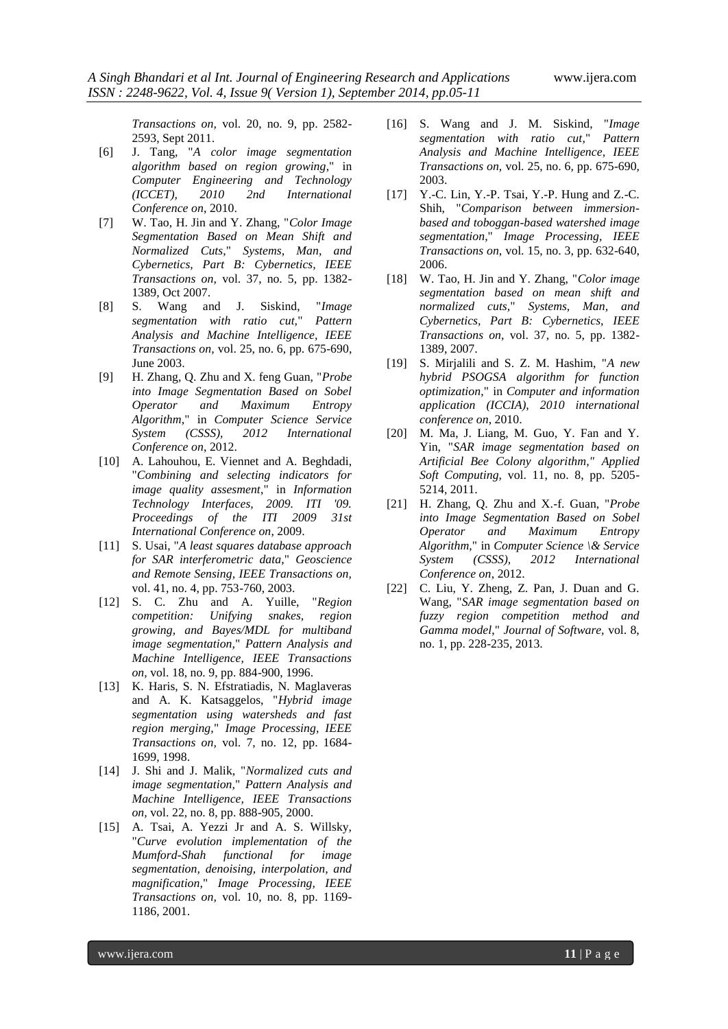*Transactions on,* vol. 20, no. 9, pp. 2582-2593, Sept 2011.

[6] J. Tang, "*A color image segmentation algorithm based on region growing*," in *Computer Engineering and Technology (ICCET), 2010 2nd International Conference on*, 2010.

[7] W. Tao, H. Jin and Y. Zhang, "*Color Image Segmentation Based on Mean Shift and Normalized Cuts*," *Systems, Man, and Cybernetics, Part B: Cybernetics, IEEE Transactions on,* vol. 37, no. 5, pp. 1382-1389, Oct 2007.

[8] S. Wang and J. Siskind, "*Image segmentation with ratio cut,*" *Pattern Analysis and Machine Intelligence, IEEE Transactions on*, vol. 25, no. 6, pp. 675-690, June 2003.

[9] H. Zhang, Q. Zhu and X. feng Guan, "*Probe into Image Segmentation Based on Sobel Operator and Maximum Entropy Algorithm*," in *Computer Science Service System (CSSS), 2012 International Conference on*, 2012.

[10] A. Lahouhou, E. Viennet and A. Beghdadi, "*Combining and selecting indicators for image quality assesment*," in *Information Technology Interfaces, 2009. ITI '09. Proceedings of the ITI 2009 31st International Conference on*, 2009.

[11] S. Usai, "*A least squares database approach for SAR interferometric data*," *Geoscience and Remote Sensing, IEEE Transactions on,* vol. 41, no. 4, pp. 753-760, 2003.

[12] S. C. Zhu and A. Yuille, "*Region competition: Unifying snakes, region growing, and Bayes/MDL for multiband image segmentation,*" *Pattern Analysis and Machine Intelligence, IEEE Transactions on,* vol. 18, no. 9, pp. 884-900, 1996.

[13] K. Haris, S. N. Efstratiadis, N. Maglaveras and A. K. Katsaggelos, "*Hybrid image segmentation using watersheds and fast region merging,*" *Image Processing, IEEE Transactions on,* vol. 7, no. 12, pp. 1684-1699, 1998.

[14] J. Shi and J. Malik, "*Normalized cuts and image segmentation,*" *Pattern Analysis and Machine Intelligence, IEEE Transactions on,* vol. 22, no. 8, pp. 888-905, 2000.

[15] A. Tsai, A. Yezzi Jr and A. S. Willsky, "*Curve evolution implementation of the Mumford-Shah functional for image segmentation, denoising, interpolation, and magnification,*" *Image Processing, IEEE Transactions on,* vol. 10, no. 8, pp. 1169-1186, 2001.

[16] S. Wang and J. M. Siskind, "*Image segmentation with ratio cut,*" *Pattern Analysis and Machine Intelligence, IEEE Transactions on,* vol. 25, no. 6, pp. 675-690, 2003.

[17] Y.-C. Lin, Y.-P. Tsai, Y.-P. Hung and Z.-C. Shih, "*Comparison between immersion-based and toboggan-based watershed image segmentation,*" *Image Processing, IEEE Transactions on,* vol. 15, no. 3, pp. 632-640, 2006.

[18] W. Tao, H. Jin and Y. Zhang, "*Color image segmentation based on mean shift and normalized cuts,*" *Systems, Man, and Cybernetics, Part B: Cybernetics, IEEE Transactions on*, vol. 37, no. 5, pp. 1382-1389, 2007.

[19] S. Mirjalili and S. Z. M. Hashim, "*A new hybrid PSOGSA algorithm for function optimization,*" in *Computer and information application (ICCIA), 2010 international conference on*, 2010.

[20] M. Ma, J. Liang, M. Guo, Y. Fan and Y. Yin, "*SAR image segmentation based on Artificial Bee Colony algorithm," Applied Soft Computing,* vol. 11, no. 8, pp. 5205-5214, 2011.

[21] H. Zhang, Q. Zhu and X.-f. Guan, "*Probe into Image Segmentation Based on Sobel Operator and Maximum Entropy Algorithm,*" in *Computer Science \& Service System (CSSS), 2012 International Conference on*, 2012.

[22] C. Liu, Y. Zheng, Z. Pan, J. Duan and G. Wang, "*SAR image segmentation based on fuzzy region competition method and Gamma model,*" *Journal of Software,* vol. 8, no. 1, pp. 228-235, 2013.